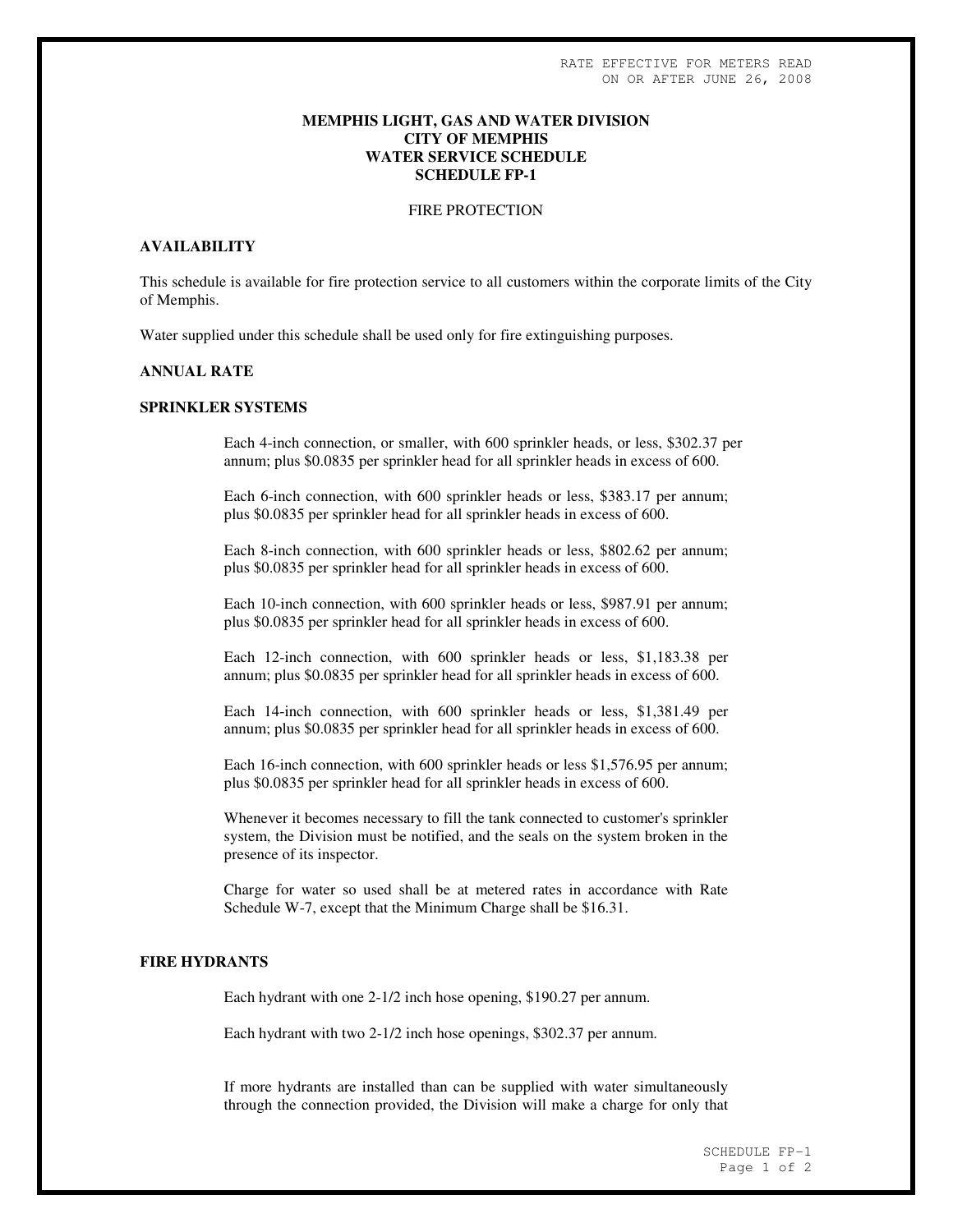RATE EFFECTIVE FOR METERS READ ON OR AFTER JUNE 26, 2008

# MEMPHIS LIGHT, GAS AND WATER DIVISION
# CITY OF MEMPHIS
# WATER SERVICE SCHEDULE
# SCHEDULE FP-1

FIRE PROTECTION

## AVAILABILITY

This schedule is available for fire protection service to all customers within the corporate limits of the City of Memphis.

Water supplied under this schedule shall be used only for fire extinguishing purposes.

## ANNUAL RATE

## SPRINKLER SYSTEMS

Each 4-inch connection, or smaller, with 600 sprinkler heads, or less, $302.37 per annum; plus $0.0835 per sprinkler head for all sprinkler heads in excess of 600.

Each 6-inch connection, with 600 sprinkler heads or less, $383.17 per annum; plus $0.0835 per sprinkler head for all sprinkler heads in excess of 600.

Each 8-inch connection, with 600 sprinkler heads or less, $802.62 per annum; plus $0.0835 per sprinkler head for all sprinkler heads in excess of 600.

Each 10-inch connection, with 600 sprinkler heads or less, $987.91 per annum; plus $0.0835 per sprinkler head for all sprinkler heads in excess of 600.

Each 12-inch connection, with 600 sprinkler heads or less, $1,183.38 per annum; plus $0.0835 per sprinkler head for all sprinkler heads in excess of 600.

Each 14-inch connection, with 600 sprinkler heads or less, $1,381.49 per annum; plus $0.0835 per sprinkler head for all sprinkler heads in excess of 600.

Each 16-inch connection, with 600 sprinkler heads or less $1,576.95 per annum; plus $0.0835 per sprinkler head for all sprinkler heads in excess of 600.

Whenever it becomes necessary to fill the tank connected to customer's sprinkler system, the Division must be notified, and the seals on the system broken in the presence of its inspector.

Charge for water so used shall be at metered rates in accordance with Rate Schedule W-7, except that the Minimum Charge shall be $16.31.

## FIRE HYDRANTS

Each hydrant with one 2-1/2 inch hose opening, $190.27 per annum.

Each hydrant with two 2-1/2 inch hose openings, $302.37 per annum.

If more hydrants are installed than can be supplied with water simultaneously through the connection provided, the Division will make a charge for only that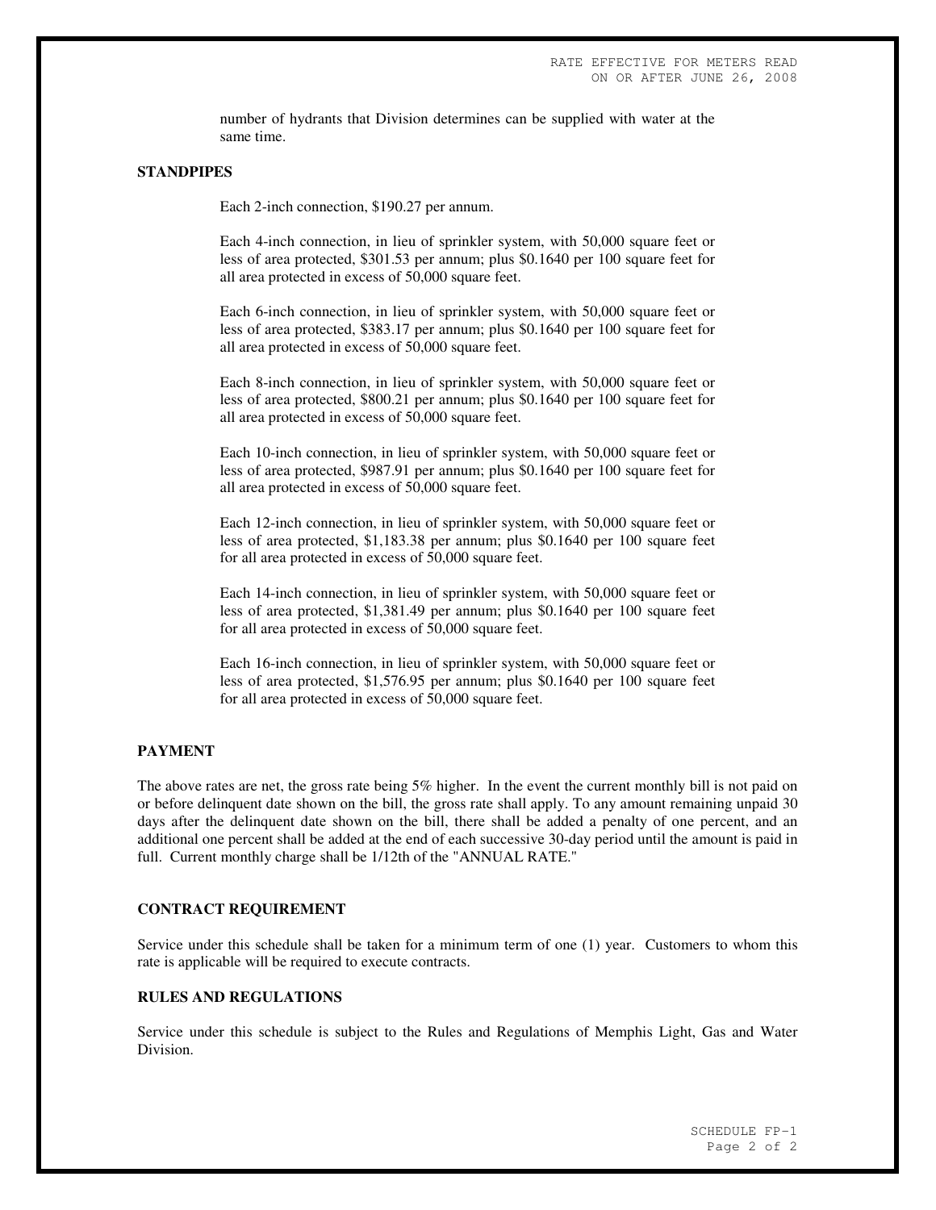number of hydrants that Division determines can be supplied with water at the same time.

## STANDPIPES

Each 2-inch connection, $190.27 per annum.

Each 4-inch connection, in lieu of sprinkler system, with 50,000 square feet or less of area protected, $301.53 per annum; plus $0.1640 per 100 square feet for all area protected in excess of 50,000 square feet.

Each 6-inch connection, in lieu of sprinkler system, with 50,000 square feet or less of area protected, $383.17 per annum; plus $0.1640 per 100 square feet for all area protected in excess of 50,000 square feet.

Each 8-inch connection, in lieu of sprinkler system, with 50,000 square feet or less of area protected, $800.21 per annum; plus $0.1640 per 100 square feet for all area protected in excess of 50,000 square feet.

Each 10-inch connection, in lieu of sprinkler system, with 50,000 square feet or less of area protected, $987.91 per annum; plus $0.1640 per 100 square feet for all area protected in excess of 50,000 square feet.

Each 12-inch connection, in lieu of sprinkler system, with 50,000 square feet or less of area protected, $1,183.38 per annum; plus $0.1640 per 100 square feet for all area protected in excess of 50,000 square feet.

Each 14-inch connection, in lieu of sprinkler system, with 50,000 square feet or less of area protected, $1,381.49 per annum; plus $0.1640 per 100 square feet for all area protected in excess of 50,000 square feet.

Each 16-inch connection, in lieu of sprinkler system, with 50,000 square feet or less of area protected, $1,576.95 per annum; plus $0.1640 per 100 square feet for all area protected in excess of 50,000 square feet.

## PAYMENT

The above rates are net, the gross rate being 5% higher. In the event the current monthly bill is not paid on or before delinquent date shown on the bill, the gross rate shall apply. To any amount remaining unpaid 30 days after the delinquent date shown on the bill, there shall be added a penalty of one percent, and an additional one percent shall be added at the end of each successive 30-day period until the amount is paid in full. Current monthly charge shall be 1/12th of the "ANNUAL RATE."

## CONTRACT REQUIREMENT

Service under this schedule shall be taken for a minimum term of one (1) year. Customers to whom this rate is applicable will be required to execute contracts.

## RULES AND REGULATIONS

Service under this schedule is subject to the Rules and Regulations of Memphis Light, Gas and Water Division.